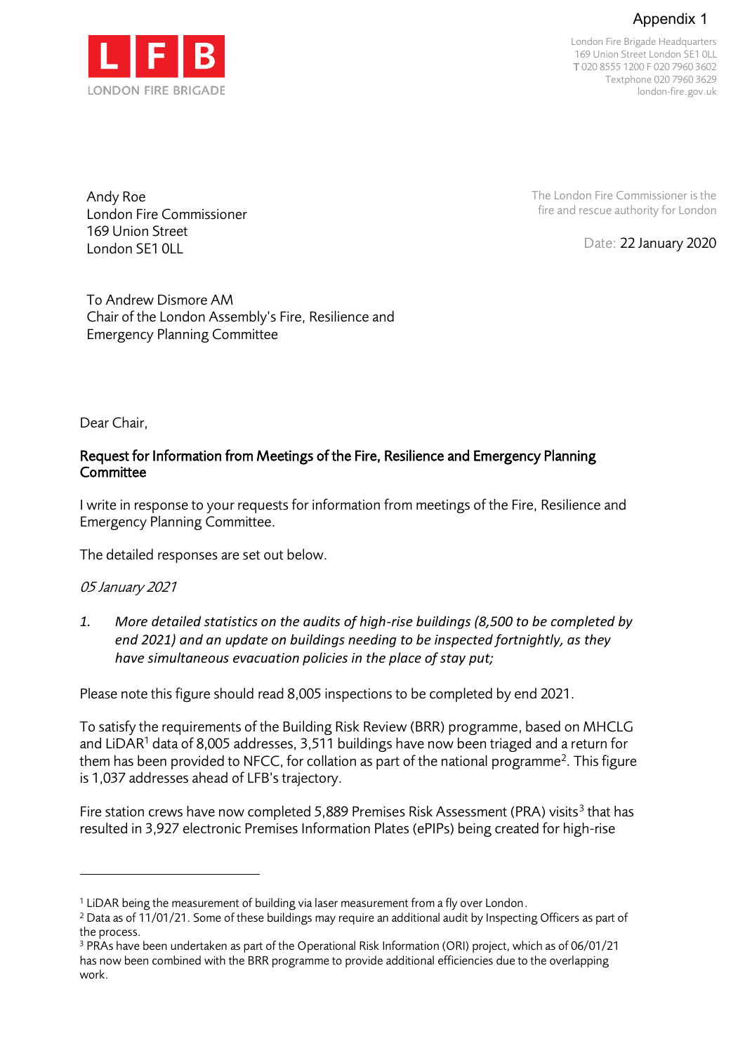Appendix 1

LONDON FIRE BRIGADE

London Fire Brigade Headquarters
169 Union Street London SE1 0LL
T 020 8555 1200 F 020 7960 3602
Textphone 020 7960 3629
london-fire.gov.uk

Andy Roe
London Fire Commissioner
169 Union Street
London SE1 0LL

The London Fire Commissioner is the fire and rescue authority for London

Date: 22 January 2020

To Andrew Dismore AM
Chair of the London Assembly's Fire, Resilience and Emergency Planning Committee

Dear Chair,

**Request for Information from Meetings of the Fire, Resilience and Emergency Planning Committee**

I write in response to your requests for information from meetings of the Fire, Resilience and Emergency Planning Committee.

The detailed responses are set out below.

*05 January 2021*

1. *More detailed statistics on the audits of high-rise buildings (8,500 to be completed by end 2021) and an update on buildings needing to be inspected fortnightly, as they have simultaneous evacuation policies in the place of stay put;*

Please note this figure should read 8,005 inspections to be completed by end 2021.

To satisfy the requirements of the Building Risk Review (BRR) programme, based on MHCLG and LiDAR[1] data of 8,005 addresses, 3,511 buildings have now been triaged and a return for them has been provided to NFCC, for collation as part of the national programme[2]. This figure is 1,037 addresses ahead of LFB's trajectory.

Fire station crews have now completed 5,889 Premises Risk Assessment (PRA) visits[3] that has resulted in 3,927 electronic Premises Information Plates (ePIPs) being created for high-rise

---

[1] LiDAR being the measurement of building via laser measurement from a fly over London.

[2] Data as of 11/01/21. Some of these buildings may require an additional audit by Inspecting Officers as part of the process.

[3] PRAs have been undertaken as part of the Operational Risk Information (ORI) project, which as of 06/01/21 has now been combined with the BRR programme to provide additional efficiencies due to the overlapping work.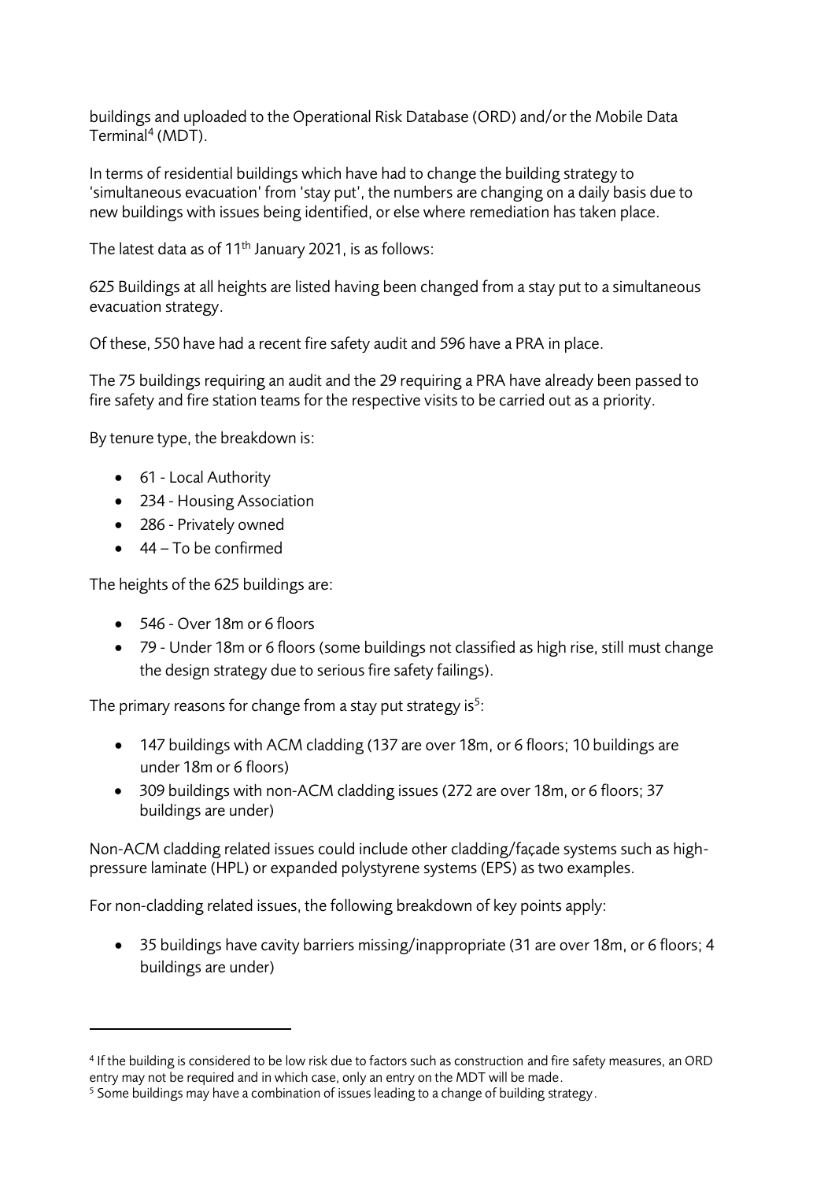buildings and uploaded to the Operational Risk Database (ORD) and/or the Mobile Data Terminal[4] (MDT).

In terms of residential buildings which have had to change the building strategy to 'simultaneous evacuation' from 'stay put', the numbers are changing on a daily basis due to new buildings with issues being identified, or else where remediation has taken place.

The latest data as of 11th January 2021, is as follows:

625 Buildings at all heights are listed having been changed from a stay put to a simultaneous evacuation strategy.

Of these, 550 have had a recent fire safety audit and 596 have a PRA in place.

The 75 buildings requiring an audit and the 29 requiring a PRA have already been passed to fire safety and fire station teams for the respective visits to be carried out as a priority.

By tenure type, the breakdown is:

- 61 - Local Authority
- 234 - Housing Association
- 286 - Privately owned
- 44 – To be confirmed

The heights of the 625 buildings are:

- 546 - Over 18m or 6 floors
- 79 - Under 18m or 6 floors (some buildings not classified as high rise, still must change the design strategy due to serious fire safety failings).

The primary reasons for change from a stay put strategy is[5]:

- 147 buildings with ACM cladding (137 are over 18m, or 6 floors; 10 buildings are under 18m or 6 floors)
- 309 buildings with non-ACM cladding issues (272 are over 18m, or 6 floors; 37 buildings are under)

Non-ACM cladding related issues could include other cladding/façade systems such as high-pressure laminate (HPL) or expanded polystyrene systems (EPS) as two examples.

For non-cladding related issues, the following breakdown of key points apply:

- 35 buildings have cavity barriers missing/inappropriate (31 are over 18m, or 6 floors; 4 buildings are under)

---

[4] If the building is considered to be low risk due to factors such as construction and fire safety measures, an ORD entry may not be required and in which case, only an entry on the MDT will be made.

[5] Some buildings may have a combination of issues leading to a change of building strategy.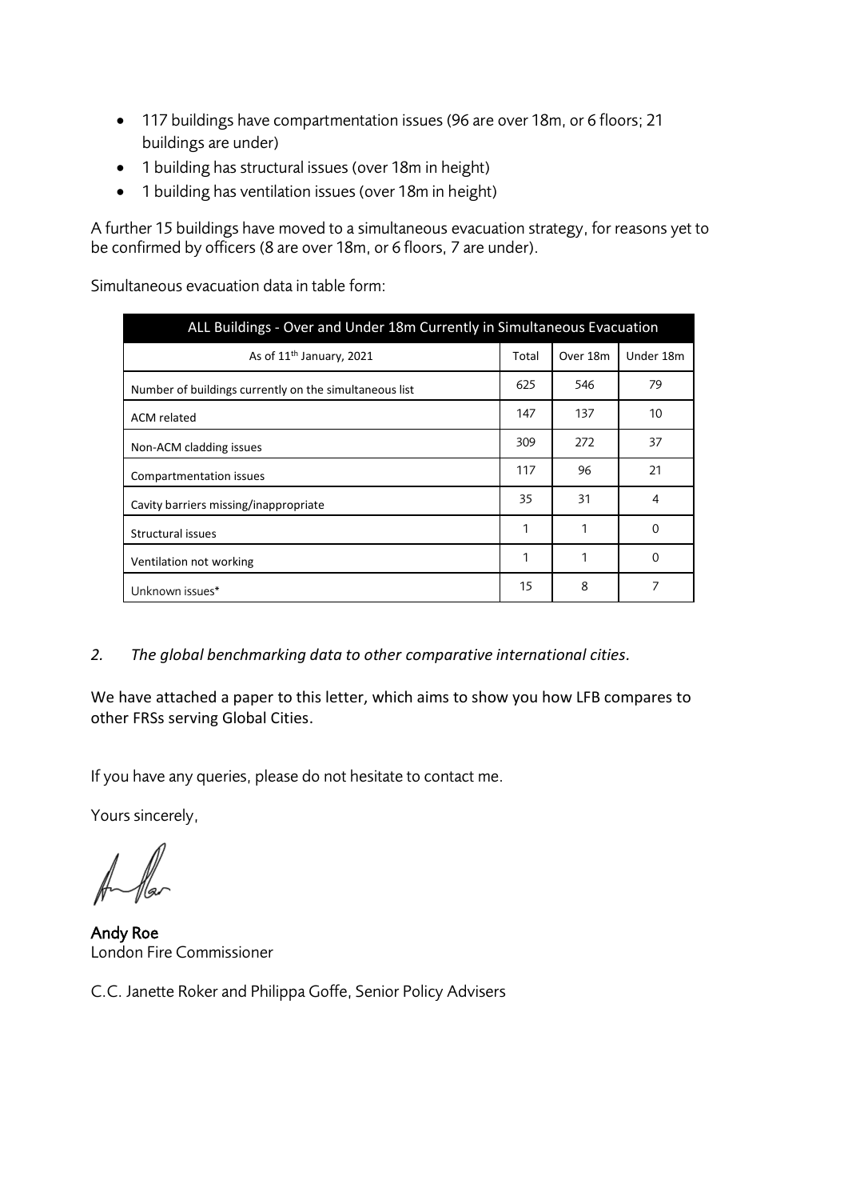- 117 buildings have compartmentation issues (96 are over 18m, or 6 floors; 21 buildings are under)
- 1 building has structural issues (over 18m in height)
- 1 building has ventilation issues (over 18m in height)

A further 15 buildings have moved to a simultaneous evacuation strategy, for reasons yet to be confirmed by officers (8 are over 18m, or 6 floors, 7 are under).

Simultaneous evacuation data in table form:

| ALL Buildings - Over and Under 18m Currently in Simultaneous Evacuation | | | |
|---|---|---|---|
| As of 11th January, 2021 | Total | Over 18m | Under 18m |
| Number of buildings currently on the simultaneous list | 625 | 546 | 79 |
| ACM related | 147 | 137 | 10 |
| Non-ACM cladding issues | 309 | 272 | 37 |
| Compartmentation issues | 117 | 96 | 21 |
| Cavity barriers missing/inappropriate | 35 | 31 | 4 |
| Structural issues | 1 | 1 | 0 |
| Ventilation not working | 1 | 1 | 0 |
| Unknown issues* | 15 | 8 | 7 |

*2. The global benchmarking data to other comparative international cities.*

We have attached a paper to this letter, which aims to show you how LFB compares to other FRSs serving Global Cities.

If you have any queries, please do not hesitate to contact me.

Yours sincerely,

**Andy Roe**
London Fire Commissioner

C.C. Janette Roker and Philippa Goffe, Senior Policy Advisers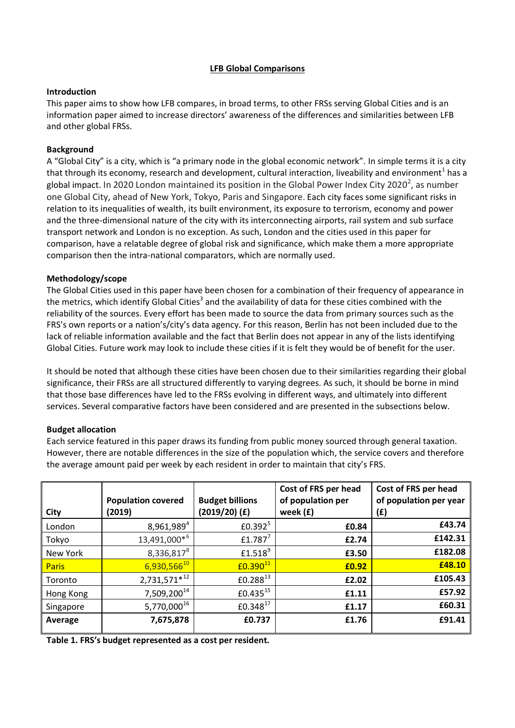# LFB Global Comparisons

## Introduction

This paper aims to show how LFB compares, in broad terms, to other FRSs serving Global Cities and is an information paper aimed to increase directors' awareness of the differences and similarities between LFB and other global FRSs.

## Background

A "Global City" is a city, which is "a primary node in the global economic network". In simple terms it is a city that through its economy, research and development, cultural interaction, liveability and environment[1] has a global impact. In 2020 London maintained its position in the Global Power Index City 2020[2], as number one Global City, ahead of New York, Tokyo, Paris and Singapore. Each city faces some significant risks in relation to its inequalities of wealth, its built environment, its exposure to terrorism, economy and power and the three-dimensional nature of the city with its interconnecting airports, rail system and sub surface transport network and London is no exception. As such, London and the cities used in this paper for comparison, have a relatable degree of global risk and significance, which make them a more appropriate comparison then the intra-national comparators, which are normally used.

## Methodology/scope

The Global Cities used in this paper have been chosen for a combination of their frequency of appearance in the metrics, which identify Global Cities[3] and the availability of data for these cities combined with the reliability of the sources. Every effort has been made to source the data from primary sources such as the FRS's own reports or a nation's/city's data agency. For this reason, Berlin has not been included due to the lack of reliable information available and the fact that Berlin does not appear in any of the lists identifying Global Cities. Future work may look to include these cities if it is felt they would be of benefit for the user.

It should be noted that although these cities have been chosen due to their similarities regarding their global significance, their FRSs are all structured differently to varying degrees. As such, it should be borne in mind that those base differences have led to the FRSs evolving in different ways, and ultimately into different services. Several comparative factors have been considered and are presented in the subsections below.

## Budget allocation

Each service featured in this paper draws its funding from public money sourced through general taxation. However, there are notable differences in the size of the population which, the service covers and therefore the average amount paid per week by each resident in order to maintain that city's FRS.

| City | Population covered (2019) | Budget billions (2019/20) (£) | Cost of FRS per head of population per week (£) | Cost of FRS per head of population per year (£) |
|---|---|---|---|---|
| London | 8,961,989[4] | £0.392[5] | **£0.84** | **£43.74** |
| Tokyo | 13,491,000*[6] | £1.787[7] | **£2.74** | **£142.31** |
| New York | 8,336,817[8] | £1.518[9] | **£3.50** | **£182.08** |
| Paris | 6,930,566[10] | £0.390[11] | **£0.92** | **£48.10** |
| Toronto | 2,731,571*[12] | £0.288[13] | **£2.02** | **£105.43** |
| Hong Kong | 7,509,200[14] | £0.435[15] | **£1.11** | **£57.92** |
| Singapore | 5,770,000[16] | £0.348[17] | **£1.17** | **£60.31** |
| **Average** | **7,675,878** | **£0.737** | **£1.76** | **£91.41** |

**Table 1. FRS's budget represented as a cost per resident.**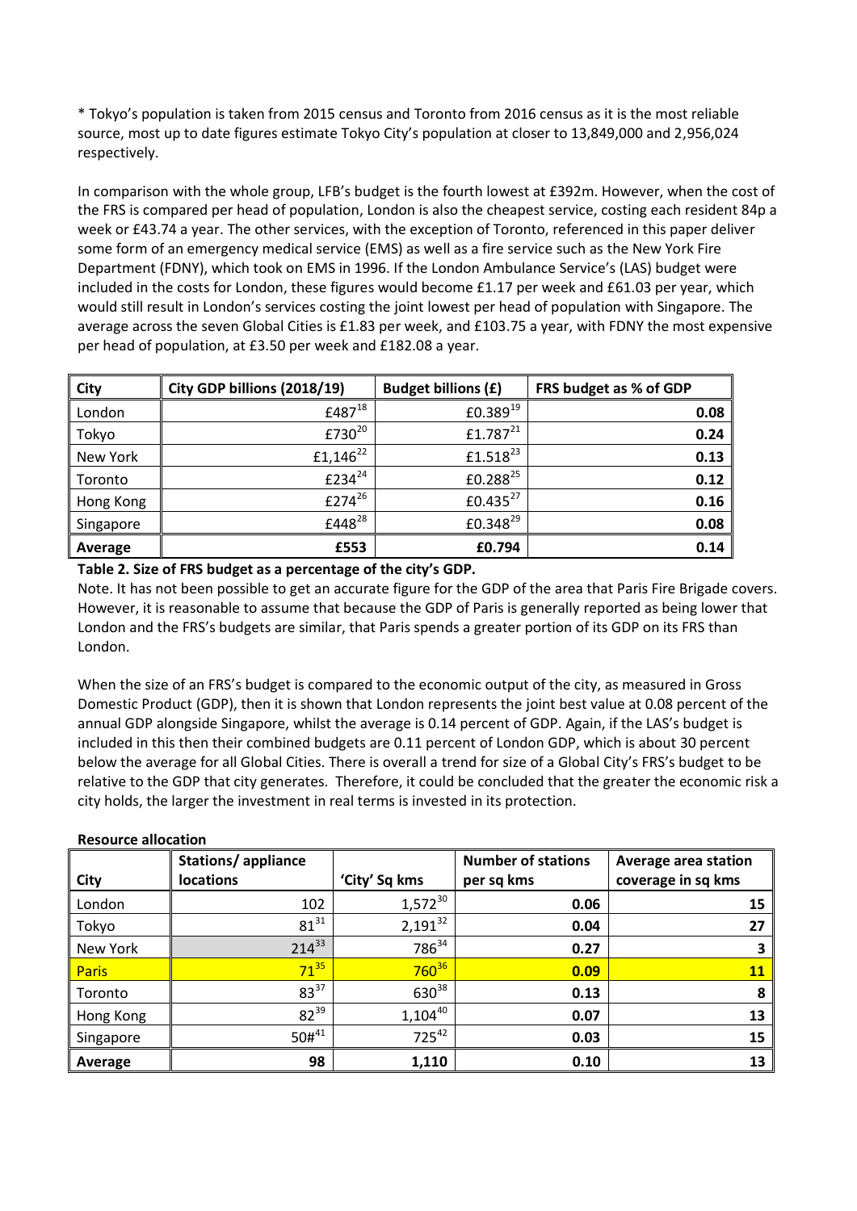* Tokyo's population is taken from 2015 census and Toronto from 2016 census as it is the most reliable source, most up to date figures estimate Tokyo City's population at closer to 13,849,000 and 2,956,024 respectively.

In comparison with the whole group, LFB's budget is the fourth lowest at £392m. However, when the cost of the FRS is compared per head of population, London is also the cheapest service, costing each resident 84p a week or £43.74 a year. The other services, with the exception of Toronto, referenced in this paper deliver some form of an emergency medical service (EMS) as well as a fire service such as the New York Fire Department (FDNY), which took on EMS in 1996. If the London Ambulance Service's (LAS) budget were included in the costs for London, these figures would become £1.17 per week and £61.03 per year, which would still result in London's services costing the joint lowest per head of population with Singapore. The average across the seven Global Cities is £1.83 per week, and £103.75 a year, with FDNY the most expensive per head of population, at £3.50 per week and £182.08 a year.

| City | City GDP billions (2018/19) | Budget billions (£) | FRS budget as % of GDP |
|---|---|---|---|
| London | £487[18] | £0.389[19] | 0.08 |
| Tokyo | £730[20] | £1.787[21] | 0.24 |
| New York | £1,146[22] | £1.518[23] | 0.13 |
| Toronto | £234[24] | £0.288[25] | 0.12 |
| Hong Kong | £274[26] | £0.435[27] | 0.16 |
| Singapore | £448[28] | £0.348[29] | 0.08 |
| **Average** | **£553** | **£0.794** | **0.14** |

**Table 2. Size of FRS budget as a percentage of the city's GDP.**

Note. It has not been possible to get an accurate figure for the GDP of the area that Paris Fire Brigade covers. However, it is reasonable to assume that because the GDP of Paris is generally reported as being lower that London and the FRS's budgets are similar, that Paris spends a greater portion of its GDP on its FRS than London.

When the size of an FRS's budget is compared to the economic output of the city, as measured in Gross Domestic Product (GDP), then it is shown that London represents the joint best value at 0.08 percent of the annual GDP alongside Singapore, whilst the average is 0.14 percent of GDP. Again, if the LAS's budget is included in this then their combined budgets are 0.11 percent of London GDP, which is about 30 percent below the average for all Global Cities. There is overall a trend for size of a Global City's FRS's budget to be relative to the GDP that city generates. Therefore, it could be concluded that the greater the economic risk a city holds, the larger the investment in real terms is invested in its protection.

**Resource allocation**

| City | Stations/ appliance locations | 'City' Sq kms | Number of stations per sq kms | Average area station coverage in sq kms |
|---|---|---|---|---|
| London | 102 | 1,572[30] | 0.06 | 15 |
| Tokyo | 81[31] | 2,191[32] | 0.04 | 27 |
| New York | 214[33] | 786[34] | 0.27 | 3 |
| Paris | 71[35] | 760[36] | 0.09 | 11 |
| Toronto | 83[37] | 630[38] | 0.13 | 8 |
| Hong Kong | 82[39] | 1,104[40] | 0.07 | 13 |
| Singapore | 50#[41] | 725[42] | 0.03 | 15 |
| **Average** | **98** | **1,110** | **0.10** | **13** |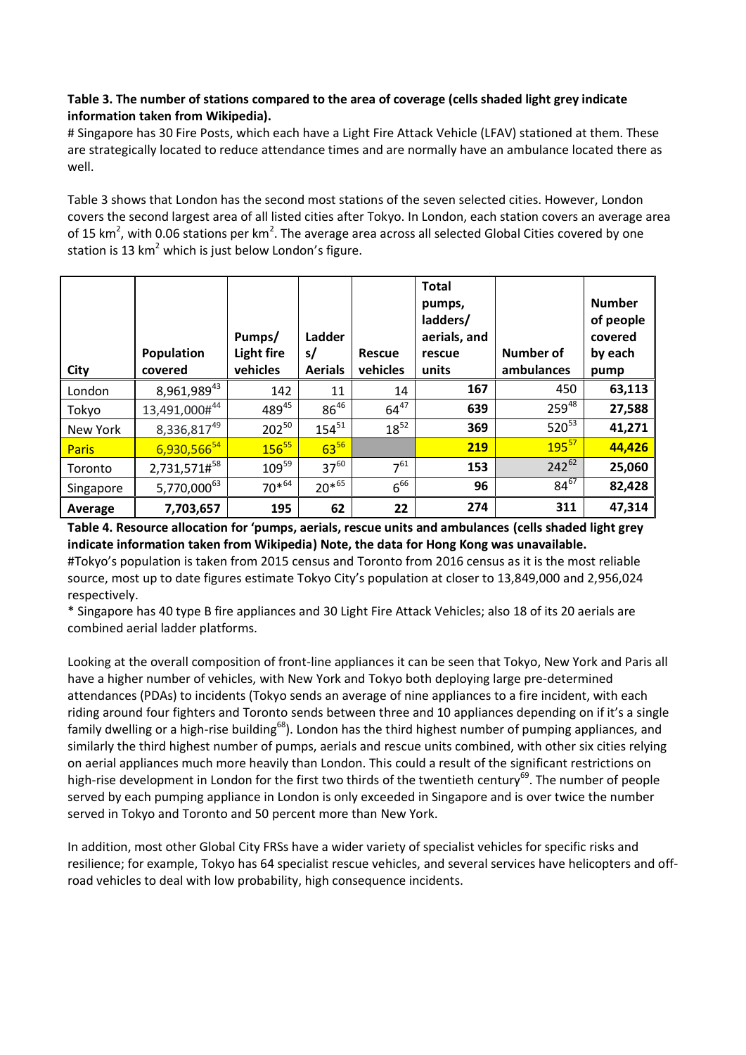**Table 3. The number of stations compared to the area of coverage (cells shaded light grey indicate information taken from Wikipedia).**

# Singapore has 30 Fire Posts, which each have a Light Fire Attack Vehicle (LFAV) stationed at them. These are strategically located to reduce attendance times and are normally have an ambulance located there as well.

Table 3 shows that London has the second most stations of the seven selected cities. However, London covers the second largest area of all listed cities after Tokyo. In London, each station covers an average area of 15 km$^2$, with 0.06 stations per km$^2$. The average area across all selected Global Cities covered by one station is 13 km$^2$ which is just below London's figure.

| City | Population covered | Pumps/ Light fire vehicles | Ladders/ Aerials | Rescue vehicles | Total pumps, ladders/ aerials, and rescue units | Number of ambulances | Number of people covered by each pump |
|---|---|---|---|---|---|---|---|
| London | 8,961,989[43] | 142 | 11 | 14 | **167** | 450 | **63,113** |
| Tokyo | 13,491,000#[44] | 489[45] | 86[46] | 64[47] | **639** | 259[48] | **27,588** |
| New York | 8,336,817[49] | 202[50] | 154[51] | 18[52] | **369** | 520[53] | **41,271** |
| Paris | 6,930,566[54] | 156[55] | 63[56] | | **219** | 195[57] | **44,426** |
| Toronto | 2,731,571#[58] | 109[59] | 37[60] | 7[61] | **153** | 242[62] | **25,060** |
| Singapore | 5,770,000[63] | 70*[64] | 20*[65] | 6[66] | **96** | 84[67] | **82,428** |
| **Average** | **7,703,657** | **195** | **62** | **22** | **274** | **311** | **47,314** |

**Table 4. Resource allocation for 'pumps, aerials, rescue units and ambulances (cells shaded light grey indicate information taken from Wikipedia) Note, the data for Hong Kong was unavailable.**

#Tokyo's population is taken from 2015 census and Toronto from 2016 census as it is the most reliable source, most up to date figures estimate Tokyo City's population at closer to 13,849,000 and 2,956,024 respectively.

* Singapore has 40 type B fire appliances and 30 Light Fire Attack Vehicles; also 18 of its 20 aerials are combined aerial ladder platforms.

Looking at the overall composition of front-line appliances it can be seen that Tokyo, New York and Paris all have a higher number of vehicles, with New York and Tokyo both deploying large pre-determined attendances (PDAs) to incidents (Tokyo sends an average of nine appliances to a fire incident, with each riding around four fighters and Toronto sends between three and 10 appliances depending on if it's a single family dwelling or a high-rise building[68]). London has the third highest number of pumping appliances, and similarly the third highest number of pumps, aerials and rescue units combined, with other six cities relying on aerial appliances much more heavily than London. This could a result of the significant restrictions on high-rise development in London for the first two thirds of the twentieth century[69]. The number of people served by each pumping appliance in London is only exceeded in Singapore and is over twice the number served in Tokyo and Toronto and 50 percent more than New York.

In addition, most other Global City FRSs have a wider variety of specialist vehicles for specific risks and resilience; for example, Tokyo has 64 specialist rescue vehicles, and several services have helicopters and off-road vehicles to deal with low probability, high consequence incidents.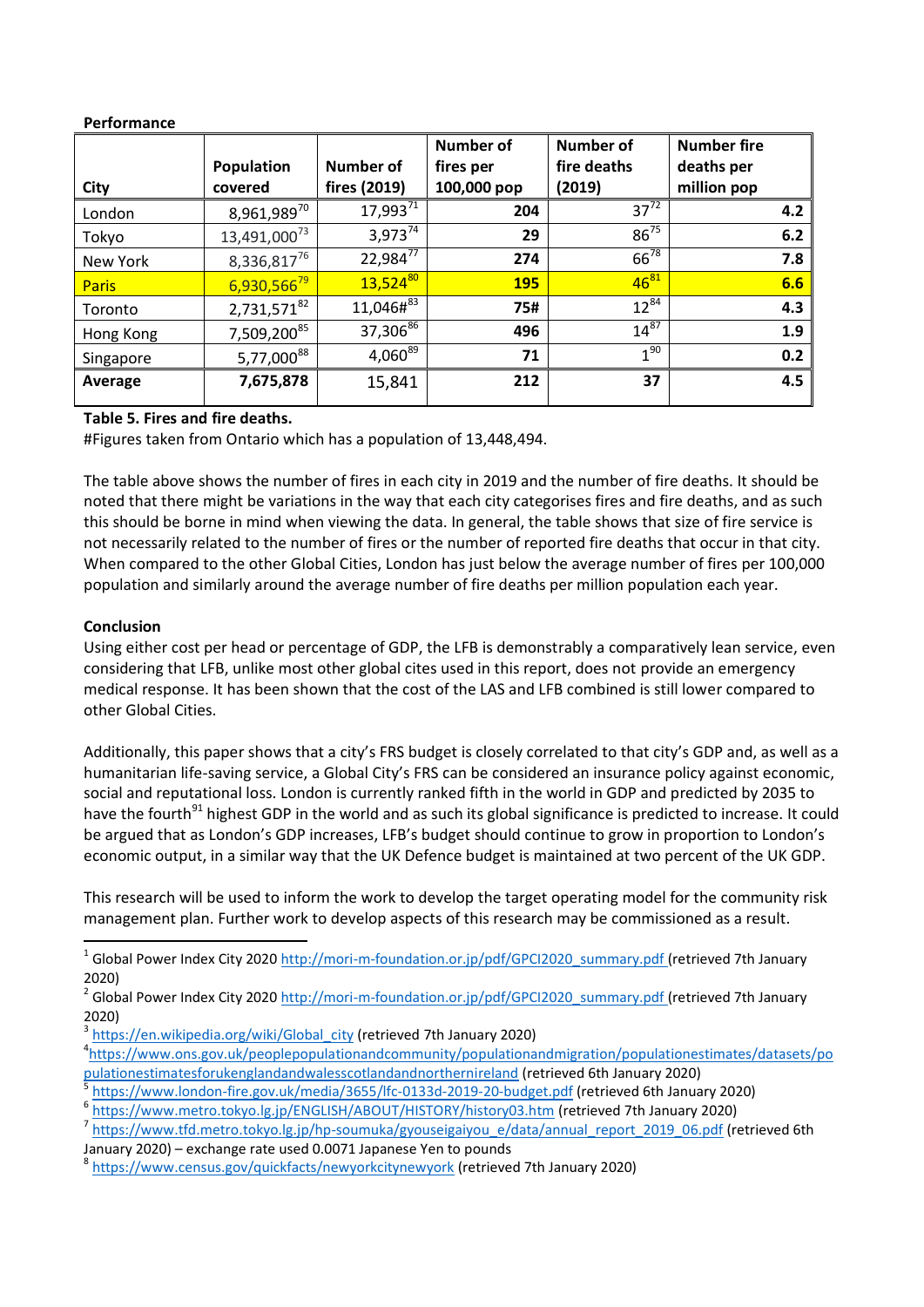**Performance**

| City | Population covered | Number of fires (2019) | Number of fires per 100,000 pop | Number of fire deaths (2019) | Number fire deaths per million pop |
|---|---|---|---|---|---|
| London | 8,961,989[70] | 17,993[71] | 204 | 37[72] | 4.2 |
| Tokyo | 13,491,000[73] | 3,973[74] | 29 | 86[75] | 6.2 |
| New York | 8,336,817[76] | 22,984[77] | 274 | 66[78] | 7.8 |
| Paris | 6,930,566[79] | 13,524[80] | 195 | 46[81] | 6.6 |
| Toronto | 2,731,571[82] | 11,046#[83] | 75# | 12[84] | 4.3 |
| Hong Kong | 7,509,200[85] | 37,306[86] | 496 | 14[87] | 1.9 |
| Singapore | 5,77,000[88] | 4,060[89] | 71 | 1[90] | 0.2 |
| **Average** | **7,675,878** | 15,841 | **212** | **37** | **4.5** |

**Table 5. Fires and fire deaths.**

#Figures taken from Ontario which has a population of 13,448,494.

The table above shows the number of fires in each city in 2019 and the number of fire deaths. It should be noted that there might be variations in the way that each city categorises fires and fire deaths, and as such this should be borne in mind when viewing the data. In general, the table shows that size of fire service is not necessarily related to the number of fires or the number of reported fire deaths that occur in that city. When compared to the other Global Cities, London has just below the average number of fires per 100,000 population and similarly around the average number of fire deaths per million population each year.

**Conclusion**

Using either cost per head or percentage of GDP, the LFB is demonstrably a comparatively lean service, even considering that LFB, unlike most other global cites used in this report, does not provide an emergency medical response. It has been shown that the cost of the LAS and LFB combined is still lower compared to other Global Cities.

Additionally, this paper shows that a city's FRS budget is closely correlated to that city's GDP and, as well as a humanitarian life-saving service, a Global City's FRS can be considered an insurance policy against economic, social and reputational loss. London is currently ranked fifth in the world in GDP and predicted by 2035 to have the fourth[91] highest GDP in the world and as such its global significance is predicted to increase. It could be argued that as London's GDP increases, LFB's budget should continue to grow in proportion to London's economic output, in a similar way that the UK Defence budget is maintained at two percent of the UK GDP.

This research will be used to inform the work to develop the target operating model for the community risk management plan. Further work to develop aspects of this research may be commissioned as a result.

---

[1] Global Power Index City 2020 http://mori-m-foundation.or.jp/pdf/GPCI2020_summary.pdf (retrieved 7th January 2020)

[2] Global Power Index City 2020 http://mori-m-foundation.or.jp/pdf/GPCI2020_summary.pdf (retrieved 7th January 2020)

[3] https://en.wikipedia.org/wiki/Global_city (retrieved 7th January 2020)

[4] https://www.ons.gov.uk/peoplepopulationandcommunity/populationandmigration/populationestimates/datasets/populationestimatesforukenglandandwalesscotlandandnorthernireland (retrieved 6th January 2020)

[5] https://www.london-fire.gov.uk/media/3655/lfc-0133d-2019-20-budget.pdf (retrieved 6th January 2020)

[6] https://www.metro.tokyo.lg.jp/ENGLISH/ABOUT/HISTORY/history03.htm (retrieved 7th January 2020)

[7] https://www.tfd.metro.tokyo.lg.jp/hp-soumuka/gyouseigaiyou_e/data/annual_report_2019_06.pdf (retrieved 6th January 2020) – exchange rate used 0.0071 Japanese Yen to pounds

[8] https://www.census.gov/quickfacts/newyorkcitynewyork (retrieved 7th January 2020)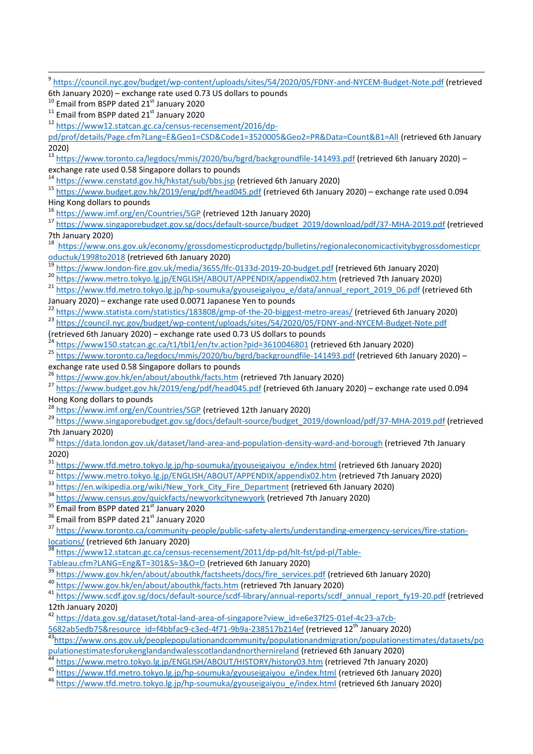[9] https://council.nyc.gov/budget/wp-content/uploads/sites/54/2020/05/FDNY-and-NYCEM-Budget-Note.pdf (retrieved 6th January 2020) – exchange rate used 0.73 US dollars to pounds

[10] Email from BSPP dated 21st January 2020

[11] Email from BSPP dated 21st January 2020

[12] https://www12.statcan.gc.ca/census-recensement/2016/dp-pd/prof/details/Page.cfm?Lang=E&Geo1=CSD&Code1=3520005&Geo2=PR&Data=Count&B1=All (retrieved 6th January 2020)

[13] https://www.toronto.ca/legdocs/mmis/2020/bu/bgrd/backgroundfile-141493.pdf (retrieved 6th January 2020) – exchange rate used 0.58 Singapore dollars to pounds

[14] https://www.censtatd.gov.hk/hkstat/sub/bbs.jsp (retrieved 6th January 2020)

[15] https://www.budget.gov.hk/2019/eng/pdf/head045.pdf (retrieved 6th January 2020) – exchange rate used 0.094 Hing Kong dollars to pounds

[16] https://www.imf.org/en/Countries/SGP (retrieved 12th January 2020)

[17] https://www.singaporebudget.gov.sg/docs/default-source/budget_2019/download/pdf/37-MHA-2019.pdf (retrieved 7th January 2020)

[18] https://www.ons.gov.uk/economy/grossdomesticproductgdp/bulletins/regionaleconomicactivitybygrossdomesticproductuk/1998to2018 (retrieved 6th January 2020)

[19] https://www.london-fire.gov.uk/media/3655/lfc-0133d-2019-20-budget.pdf (retrieved 6th January 2020)

[20] https://www.metro.tokyo.lg.jp/ENGLISH/ABOUT/APPENDIX/appendix02.htm (retrieved 7th January 2020)

[21] https://www.tfd.metro.tokyo.lg.jp/hp-soumuka/gyouseigaiyou_e/data/annual_report_2019_06.pdf (retrieved 6th January 2020) – exchange rate used 0.0071 Japanese Yen to pounds

[22] https://www.statista.com/statistics/183808/gmp-of-the-20-biggest-metro-areas/ (retrieved 6th January 2020)

[23] https://council.nyc.gov/budget/wp-content/uploads/sites/54/2020/05/FDNY-and-NYCEM-Budget-Note.pdf (retrieved 6th January 2020) – exchange rate used 0.73 US dollars to pounds

[24] https://www150.statcan.gc.ca/t1/tbl1/en/tv.action?pid=3610046801 (retrieved 6th January 2020)

[25] https://www.toronto.ca/legdocs/mmis/2020/bu/bgrd/backgroundfile-141493.pdf (retrieved 6th January 2020) – exchange rate used 0.58 Singapore dollars to pounds

[26] https://www.gov.hk/en/about/abouthk/facts.htm (retrieved 7th January 2020)

[27] https://www.budget.gov.hk/2019/eng/pdf/head045.pdf (retrieved 6th January 2020) – exchange rate used 0.094 Hong Kong dollars to pounds

[28] https://www.imf.org/en/Countries/SGP (retrieved 12th January 2020)

[29] https://www.singaporebudget.gov.sg/docs/default-source/budget_2019/download/pdf/37-MHA-2019.pdf (retrieved 7th January 2020)

[30] https://data.london.gov.uk/dataset/land-area-and-population-density-ward-and-borough (retrieved 7th January 2020)

[31] https://www.tfd.metro.tokyo.lg.jp/hp-soumuka/gyouseigaiyou_e/index.html (retrieved 6th January 2020)

[32] https://www.metro.tokyo.lg.jp/ENGLISH/ABOUT/APPENDIX/appendix02.htm (retrieved 7th January 2020)

[33] https://en.wikipedia.org/wiki/New_York_City_Fire_Department (retrieved 6th January 2020)

[34] https://www.census.gov/quickfacts/newyorkcitynewyork (retrieved 7th January 2020)

[35] Email from BSPP dated 21st January 2020

[36] Email from BSPP dated 21st January 2020

[37] https://www.toronto.ca/community-people/public-safety-alerts/understanding-emergency-services/fire-station-locations/ (retrieved 6th January 2020)

[38] https://www12.statcan.gc.ca/census-recensement/2011/dp-pd/hlt-fst/pd-pl/Table-Tableau.cfm?LANG=Eng&T=301&S=3&O=D (retrieved 6th January 2020)

[39] https://www.gov.hk/en/about/abouthk/factsheets/docs/fire_services.pdf (retrieved 6th January 2020)

[40] https://www.gov.hk/en/about/abouthk/facts.htm (retrieved 7th January 2020)

[41] https://www.scdf.gov.sg/docs/default-source/scdf-library/annual-reports/scdf_annual_report_fy19-20.pdf (retrieved 12th January 2020)

[42] https://data.gov.sg/dataset/total-land-area-of-singapore?view_id=e6e37f25-01ef-4c23-a7cb-5682ab5edb75&resource_id=f4bbfac9-c3ed-4f71-9b9a-238517b214ef (retrieved 12th January 2020)

[43] https://www.ons.gov.uk/peoplepopulationandcommunity/populationandmigration/populationestimates/datasets/populationestimatesforukenglandandwalesscotlandandnorthernireland (retrieved 6th January 2020)

[44] https://www.metro.tokyo.lg.jp/ENGLISH/ABOUT/HISTORY/history03.htm (retrieved 7th January 2020)

[45] https://www.tfd.metro.tokyo.lg.jp/hp-soumuka/gyouseigaiyou_e/index.html (retrieved 6th January 2020)

[46] https://www.tfd.metro.tokyo.lg.jp/hp-soumuka/gyouseigaiyou_e/index.html (retrieved 6th January 2020)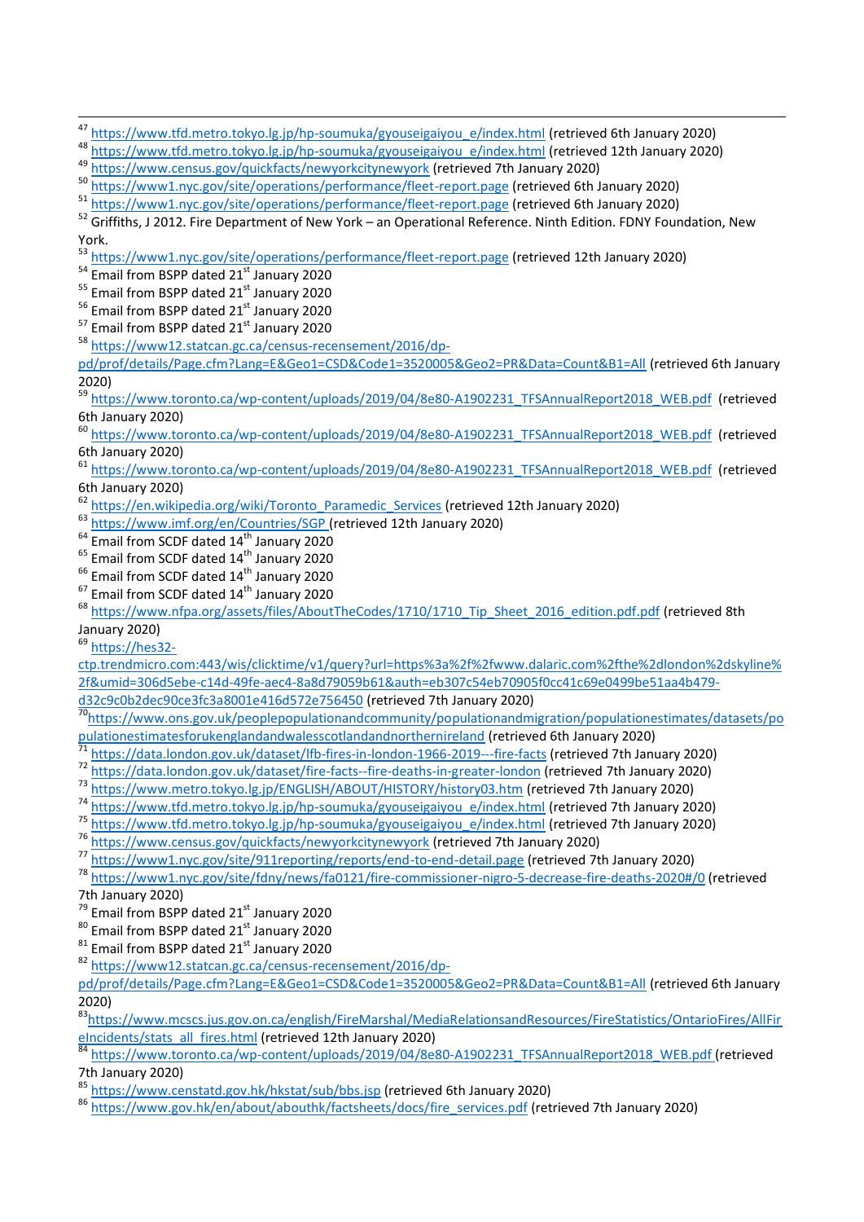[47] https://www.tfd.metro.tokyo.lg.jp/hp-soumuka/gyouseigaiyou_e/index.html (retrieved 6th January 2020)
[48] https://www.tfd.metro.tokyo.lg.jp/hp-soumuka/gyouseigaiyou_e/index.html (retrieved 12th January 2020)
[49] https://www.census.gov/quickfacts/newyorkcitynewyork (retrieved 7th January 2020)
[50] https://www1.nyc.gov/site/operations/performance/fleet-report.page (retrieved 6th January 2020)
[51] https://www1.nyc.gov/site/operations/performance/fleet-report.page (retrieved 6th January 2020)
[52] Griffiths, J 2012. Fire Department of New York – an Operational Reference. Ninth Edition. FDNY Foundation, New York.
[53] https://www1.nyc.gov/site/operations/performance/fleet-report.page (retrieved 12th January 2020)
[54] Email from BSPP dated 21st January 2020
[55] Email from BSPP dated 21st January 2020
[56] Email from BSPP dated 21st January 2020
[57] Email from BSPP dated 21st January 2020
[58] https://www12.statcan.gc.ca/census-recensement/2016/dp-pd/prof/details/Page.cfm?Lang=E&Geo1=CSD&Code1=3520005&Geo2=PR&Data=Count&B1=All (retrieved 6th January 2020)
[59] https://www.toronto.ca/wp-content/uploads/2019/04/8e80-A1902231_TFSAnnualReport2018_WEB.pdf (retrieved 6th January 2020)
[60] https://www.toronto.ca/wp-content/uploads/2019/04/8e80-A1902231_TFSAnnualReport2018_WEB.pdf (retrieved 6th January 2020)
[61] https://www.toronto.ca/wp-content/uploads/2019/04/8e80-A1902231_TFSAnnualReport2018_WEB.pdf (retrieved 6th January 2020)
[62] https://en.wikipedia.org/wiki/Toronto_Paramedic_Services (retrieved 12th January 2020)
[63] https://www.imf.org/en/Countries/SGP (retrieved 12th January 2020)
[64] Email from SCDF dated 14th January 2020
[65] Email from SCDF dated 14th January 2020
[66] Email from SCDF dated 14th January 2020
[67] Email from SCDF dated 14th January 2020
[68] https://www.nfpa.org/assets/files/AboutTheCodes/1710/1710_Tip_Sheet_2016_edition.pdf.pdf (retrieved 8th January 2020)
[69] https://hes32-ctp.trendmicro.com:443/wis/clicktime/v1/query?url=https%3a%2f%2fwww.dalaric.com%2fthe%2dlondon%2dskyline%2f&umid=306d5ebe-c14d-49fe-aec4-8a8d79059b61&auth=eb307c54eb70905f0cc41c69e0499be51aa4b479-d32c9c0b2dec90ce3fc3a8001e416d572e756450 (retrieved 7th January 2020)
[70] https://www.ons.gov.uk/peoplepopulationandcommunity/populationandmigration/populationestimates/datasets/populationestimatesforukenglandandwalesscotlandandnorthernireland (retrieved 6th January 2020)
[71] https://data.london.gov.uk/dataset/lfb-fires-in-london-1966-2019---fire-facts (retrieved 7th January 2020)
[72] https://data.london.gov.uk/dataset/fire-facts--fire-deaths-in-greater-london (retrieved 7th January 2020)
[73] https://www.metro.tokyo.lg.jp/ENGLISH/ABOUT/HISTORY/history03.htm (retrieved 7th January 2020)
[74] https://www.tfd.metro.tokyo.lg.jp/hp-soumuka/gyouseigaiyou_e/index.html (retrieved 7th January 2020)
[75] https://www.tfd.metro.tokyo.lg.jp/hp-soumuka/gyouseigaiyou_e/index.html (retrieved 7th January 2020)
[76] https://www.census.gov/quickfacts/newyorkcitynewyork (retrieved 7th January 2020)
[77] https://www1.nyc.gov/site/911reporting/reports/end-to-end-detail.page (retrieved 7th January 2020)
[78] https://www1.nyc.gov/site/fdny/news/fa0121/fire-commissioner-nigro-5-decrease-fire-deaths-2020#/0 (retrieved 7th January 2020)
[79] Email from BSPP dated 21st January 2020
[80] Email from BSPP dated 21st January 2020
[81] Email from BSPP dated 21st January 2020
[82] https://www12.statcan.gc.ca/census-recensement/2016/dp-pd/prof/details/Page.cfm?Lang=E&Geo1=CSD&Code1=3520005&Geo2=PR&Data=Count&B1=All (retrieved 6th January 2020)
[83] https://www.mcscs.jus.gov.on.ca/english/FireMarshal/MediaRelationsandResources/FireStatistics/OntarioFires/AllFireIncidents/stats_all_fires.html (retrieved 12th January 2020)
[84] https://www.toronto.ca/wp-content/uploads/2019/04/8e80-A1902231_TFSAnnualReport2018_WEB.pdf (retrieved 7th January 2020)
[85] https://www.censtatd.gov.hk/hkstat/sub/bbs.jsp (retrieved 6th January 2020)
[86] https://www.gov.hk/en/about/abouthk/factsheets/docs/fire_services.pdf (retrieved 7th January 2020)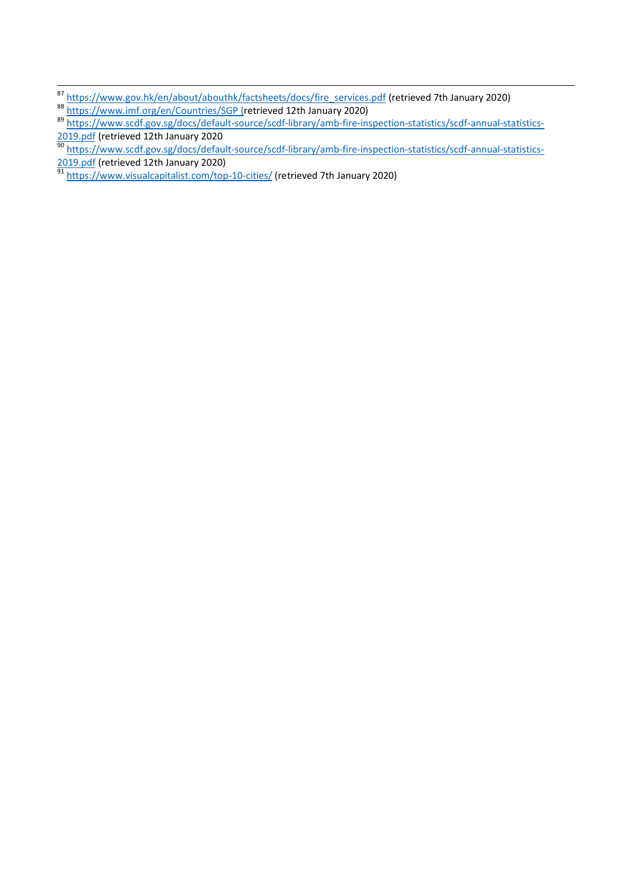[87] https://www.gov.hk/en/about/abouthk/factsheets/docs/fire_services.pdf (retrieved 7th January 2020)

[88] https://www.imf.org/en/Countries/SGP (retrieved 12th January 2020)

[89] https://www.scdf.gov.sg/docs/default-source/scdf-library/amb-fire-inspection-statistics/scdf-annual-statistics-2019.pdf (retrieved 12th January 2020

[90] https://www.scdf.gov.sg/docs/default-source/scdf-library/amb-fire-inspection-statistics/scdf-annual-statistics-2019.pdf (retrieved 12th January 2020)

[91] https://www.visualcapitalist.com/top-10-cities/ (retrieved 7th January 2020)